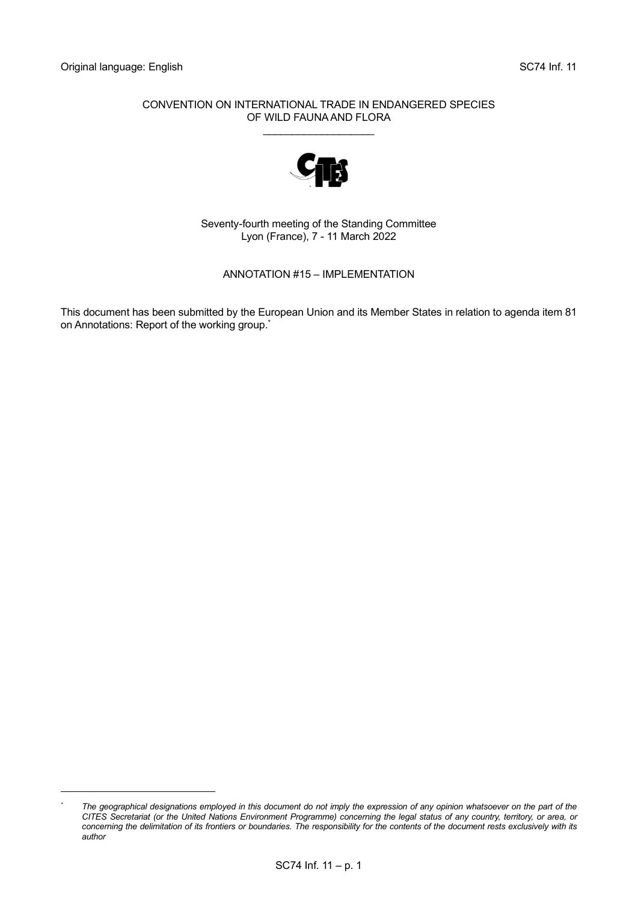Original language: English SC74 Inf. 11

CONVENTION ON INTERNATIONAL TRADE IN ENDANGERED SPECIES OF WILD FAUNA AND FLORA

\_\_\_\_\_\_\_\_\_\_\_\_\_\_\_\_\_\_\_\_

Seventy-fourth meeting of the Standing Committee
Lyon (France), 7 - 11 March 2022

# ANNOTATION #15 – IMPLEMENTATION

This document has been submitted by the European Union and its Member States in relation to agenda item 81 on Annotations: Report of the working group.[*]

---

[*] *The geographical designations employed in this document do not imply the expression of any opinion whatsoever on the part of the CITES Secretariat (or the United Nations Environment Programme) concerning the legal status of any country, territory, or area, or concerning the delimitation of its frontiers or boundaries. The responsibility for the contents of the document rests exclusively with its author*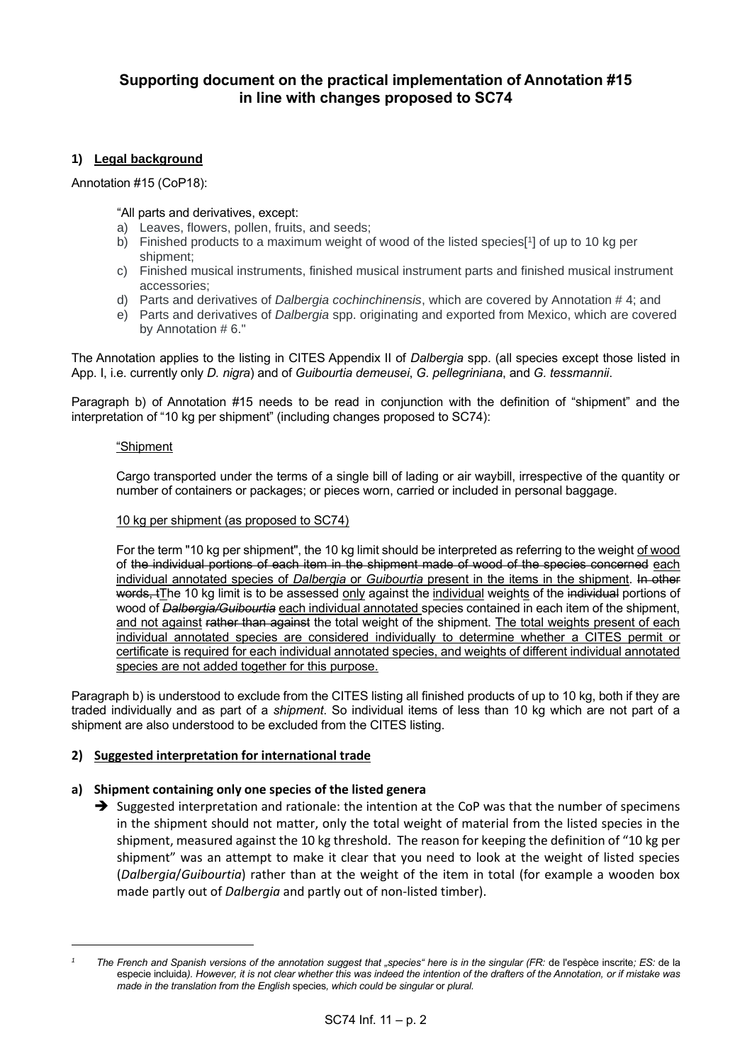## Supporting document on the practical implementation of Annotation #15 in line with changes proposed to SC74

### 1) Legal background

Annotation #15 (CoP18):

> "All parts and derivatives, except:
> a) Leaves, flowers, pollen, fruits, and seeds;
> b) Finished products to a maximum weight of wood of the listed species[1] of up to 10 kg per shipment;
> c) Finished musical instruments, finished musical instrument parts and finished musical instrument accessories;
> d) Parts and derivatives of *Dalbergia cochinchinensis*, which are covered by Annotation # 4; and
> e) Parts and derivatives of *Dalbergia* spp. originating and exported from Mexico, which are covered by Annotation # 6."

The Annotation applies to the listing in CITES Appendix II of *Dalbergia* spp. (all species except those listed in App. I, i.e. currently only *D. nigra*) and of *Guibourtia demeusei*, *G. pellegriniana*, and *G. tessmannii*.

Paragraph b) of Annotation #15 needs to be read in conjunction with the definition of "shipment" and the interpretation of "10 kg per shipment" (including changes proposed to SC74):

<u>"Shipment</u>

Cargo transported under the terms of a single bill of lading or air waybill, irrespective of the quantity or number of containers or packages; or pieces worn, carried or included in personal baggage.

<u>10 kg per shipment (as proposed to SC74)</u>

For the term "10 kg per shipment", the 10 kg limit should be interpreted as referring to the weight <u>of wood</u> of ~~the individual portions of each item in the shipment made of wood of the species concerned~~ <u>each individual annotated species of *Dalbergia* or *Guibourtia* present in the items in the shipment</u>. ~~In other words, t~~The 10 kg limit is to be assessed <u>only</u> against the <u>individual</u> weight<u>s</u> of the ~~individual~~ portions of wood of ~~*Dalbergia/Guibourtia*~~ <u>each individual annotated</u> species contained in each item of the shipment, <u>and not against</u> ~~rather than against~~ the total weight of the shipment. <u>The total weights present of each individual annotated species are considered individually to determine whether a CITES permit or certificate is required for each individual annotated species, and weights of different individual annotated species are not added together for this purpose.</u>

Paragraph b) is understood to exclude from the CITES listing all finished products of up to 10 kg, both if they are traded individually and as part of a *shipment*. So individual items of less than 10 kg which are not part of a shipment are also understood to be excluded from the CITES listing.

### 2) Suggested interpretation for international trade

#### a) Shipment containing only one species of the listed genera

➔ Suggested interpretation and rationale: the intention at the CoP was that the number of specimens in the shipment should not matter, only the total weight of material from the listed species in the shipment, measured against the 10 kg threshold. The reason for keeping the definition of "10 kg per shipment" was an attempt to make it clear that you need to look at the weight of listed species (*Dalbergia*/*Guibourtia*) rather than at the weight of the item in total (for example a wooden box made partly out of *Dalbergia* and partly out of non-listed timber).

---

[1] *The French and Spanish versions of the annotation suggest that „species" here is in the singular (FR:* de l'espèce inscrite*; ES:* de la especie incluida*). However, it is not clear whether this was indeed the intention of the drafters of the Annotation, or if mistake was made in the translation from the English* species*, which could be singular* or *plural.*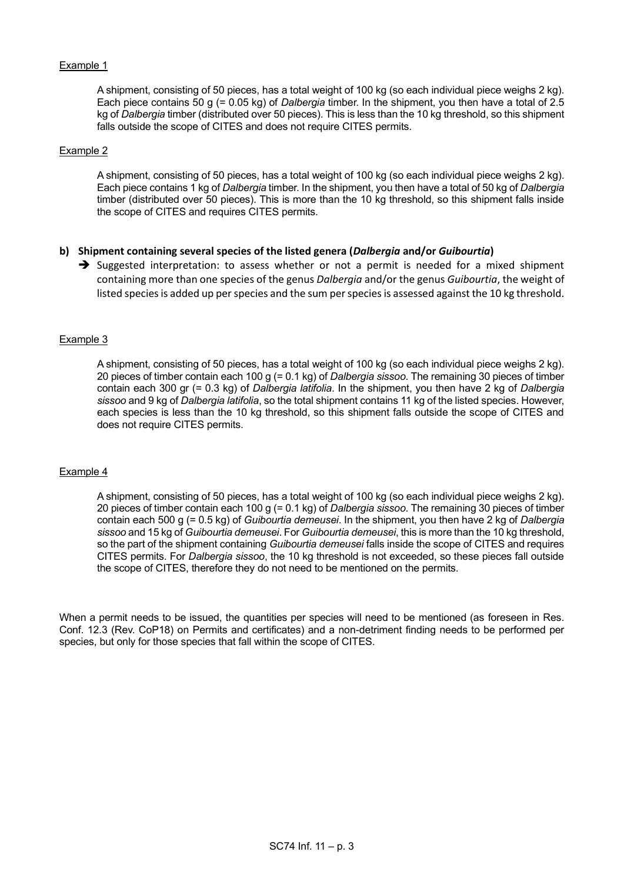Example 1

A shipment, consisting of 50 pieces, has a total weight of 100 kg (so each individual piece weighs 2 kg). Each piece contains 50 g (= 0.05 kg) of *Dalbergia* timber. In the shipment, you then have a total of 2.5 kg of *Dalbergia* timber (distributed over 50 pieces). This is less than the 10 kg threshold, so this shipment falls outside the scope of CITES and does not require CITES permits.

Example 2

A shipment, consisting of 50 pieces, has a total weight of 100 kg (so each individual piece weighs 2 kg). Each piece contains 1 kg of *Dalbergia* timber. In the shipment, you then have a total of 50 kg of *Dalbergia* timber (distributed over 50 pieces). This is more than the 10 kg threshold, so this shipment falls inside the scope of CITES and requires CITES permits.

**b) Shipment containing several species of the listed genera (*Dalbergia* and/or *Guibourtia*)**

➔ Suggested interpretation: to assess whether or not a permit is needed for a mixed shipment containing more than one species of the genus *Dalbergia* and/or the genus *Guibourtia*, the weight of listed species is added up per species and the sum per species is assessed against the 10 kg threshold.

Example 3

A shipment, consisting of 50 pieces, has a total weight of 100 kg (so each individual piece weighs 2 kg). 20 pieces of timber contain each 100 g (= 0.1 kg) of *Dalbergia sissoo*. The remaining 30 pieces of timber contain each 300 gr (= 0.3 kg) of *Dalbergia latifolia*. In the shipment, you then have 2 kg of *Dalbergia sissoo* and 9 kg of *Dalbergia latifolia*, so the total shipment contains 11 kg of the listed species. However, each species is less than the 10 kg threshold, so this shipment falls outside the scope of CITES and does not require CITES permits.

Example 4

A shipment, consisting of 50 pieces, has a total weight of 100 kg (so each individual piece weighs 2 kg). 20 pieces of timber contain each 100 g (= 0.1 kg) of *Dalbergia sissoo*. The remaining 30 pieces of timber contain each 500 g (= 0.5 kg) of *Guibourtia demeusei*. In the shipment, you then have 2 kg of *Dalbergia sissoo* and 15 kg of *Guibourtia demeusei*. For *Guibourtia demeusei*, this is more than the 10 kg threshold, so the part of the shipment containing *Guibourtia demeusei* falls inside the scope of CITES and requires CITES permits. For *Dalbergia sissoo*, the 10 kg threshold is not exceeded, so these pieces fall outside the scope of CITES, therefore they do not need to be mentioned on the permits.

When a permit needs to be issued, the quantities per species will need to be mentioned (as foreseen in Res. Conf. 12.3 (Rev. CoP18) on Permits and certificates) and a non-detriment finding needs to be performed per species, but only for those species that fall within the scope of CITES.